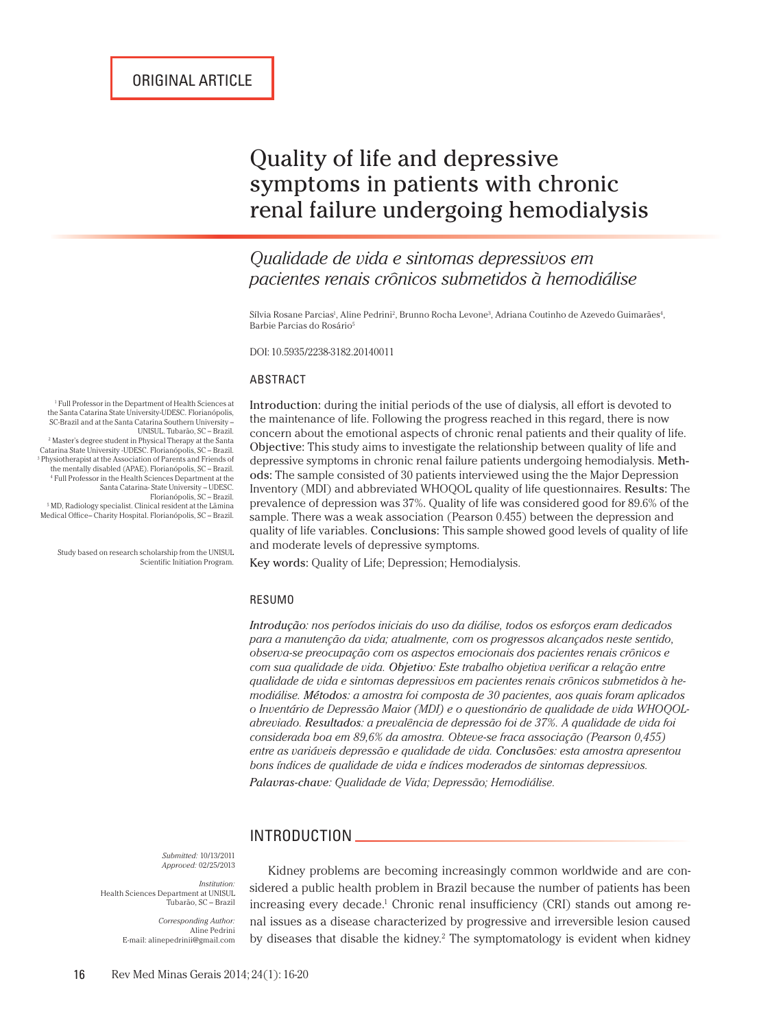ORIGINAL ARTICLE

# Quality of life and depressive symptoms in patients with chronic renal failure undergoing hemodialysis

## *Qualidade de vida e sintomas depressivos em pacientes renais crônicos submetidos à hemodiálise*

Sílvia Rosane Parcias[1], Aline Pedrini[2], Brunno Rocha Levone[3], Adriana Coutinho de Azevedo Guimarães[4], Barbie Parcias do Rosário[5]

DOI: 10.5935/2238-3182.20140011

[1] Full Professor in the Department of Health Sciences at the Santa Catarina State University-UDESC. Florianópolis, SC-Brazil and at the Santa Catarina Southern University – UNISUL. Tubarão, SC – Brazil.
[2] Master's degree student in Physical Therapy at the Santa Catarina State University -UDESC. Florianópolis, SC – Brazil.
[3] Physiotherapist at the Association of Parents and Friends of the mentally disabled (APAE). Florianópolis, SC – Brazil.
[4] Full Professor in the Health Sciences Department at the Santa Catarina- State University – UDESC. Florianópolis, SC – Brazil.
[5] MD, Radiology specialist. Clinical resident at the Lâmina Medical Office– Charity Hospital. Florianópolis, SC – Brazil.

Study based on research scholarship from the UNISUL Scientific Initiation Program.

### ABSTRACT

**Introduction:** during the initial periods of the use of dialysis, all effort is devoted to the maintenance of life. Following the progress reached in this regard, there is now concern about the emotional aspects of chronic renal patients and their quality of life. **Objective:** This study aims to investigate the relationship between quality of life and depressive symptoms in chronic renal failure patients undergoing hemodialysis. **Methods:** The sample consisted of 30 patients interviewed using the the Major Depression Inventory (MDI) and abbreviated WHOQOL quality of life questionnaires. **Results:** The prevalence of depression was 37%. Quality of life was considered good for 89.6% of the sample. There was a weak association (Pearson 0.455) between the depression and quality of life variables. **Conclusions:** This sample showed good levels of quality of life and moderate levels of depressive symptoms.

**Key words:** Quality of Life; Depression; Hemodialysis.

### RESUMO

***Introdução:*** *nos períodos iniciais do uso da diálise, todos os esforços eram dedicados para a manutenção da vida; atualmente, com os progressos alcançados neste sentido, observa-se preocupação com os aspectos emocionais dos pacientes renais crônicos e com sua qualidade de vida.* ***Objetivo:*** *Este trabalho objetiva verificar a relação entre qualidade de vida e sintomas depressivos em pacientes renais crônicos submetidos à hemodiálise.* ***Métodos:*** *a amostra foi composta de 30 pacientes, aos quais foram aplicados o Inventário de Depressão Maior (MDI) e o questionário de qualidade de vida WHOQOL-abreviado.* ***Resultados:*** *a prevalência de depressão foi de 37%. A qualidade de vida foi considerada boa em 89,6% da amostra. Obteve-se fraca associação (Pearson 0,455) entre as variáveis depressão e qualidade de vida.* ***Conclusões:*** *esta amostra apresentou bons índices de qualidade de vida e índices moderados de sintomas depressivos.*

***Palavras-chave:*** *Qualidade de Vida; Depressão; Hemodiálise.*

*Submitted:* 10/13/2011
*Approved:* 02/25/2013

*Institution:*
Health Sciences Department at UNISUL Tubarão, SC – Brazil

*Corresponding Author:*
Aline Pedrini
E-mail: alinepedrinii@gmail.com

## INTRODUCTION

Kidney problems are becoming increasingly common worldwide and are considered a public health problem in Brazil because the number of patients has been increasing every decade.[1] Chronic renal insufficiency (CRI) stands out among renal issues as a disease characterized by progressive and irreversible lesion caused by diseases that disable the kidney.[2] The symptomatology is evident when kidney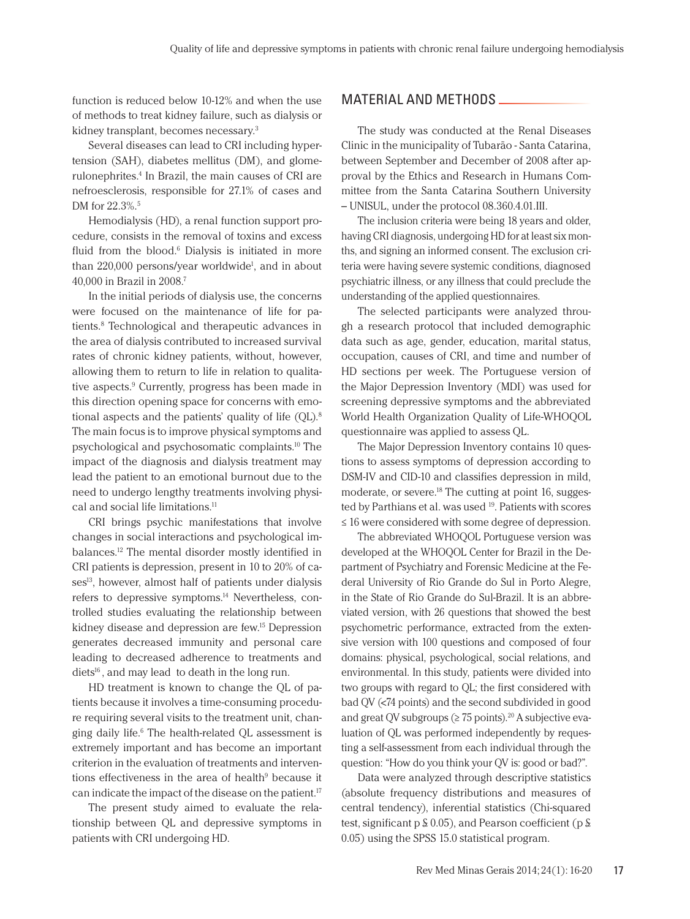function is reduced below 10-12% and when the use of methods to treat kidney failure, such as dialysis or kidney transplant, becomes necessary.[3]

Several diseases can lead to CRI including hypertension (SAH), diabetes mellitus (DM), and glomerulonephrites.[4] In Brazil, the main causes of CRI are nefroesclerosis, responsible for 27.1% of cases and DM for 22.3%.[5]

Hemodialysis (HD), a renal function support procedure, consists in the removal of toxins and excess fluid from the blood.[6] Dialysis is initiated in more than 220,000 persons/year worldwide[1], and in about 40,000 in Brazil in 2008.[7]

In the initial periods of dialysis use, the concerns were focused on the maintenance of life for patients.[8] Technological and therapeutic advances in the area of dialysis contributed to increased survival rates of chronic kidney patients, without, however, allowing them to return to life in relation to qualitative aspects.[9] Currently, progress has been made in this direction opening space for concerns with emotional aspects and the patients' quality of life (QL).[8] The main focus is to improve physical symptoms and psychological and psychosomatic complaints.[10] The impact of the diagnosis and dialysis treatment may lead the patient to an emotional burnout due to the need to undergo lengthy treatments involving physical and social life limitations.[11]

CRI brings psychic manifestations that involve changes in social interactions and psychological imbalances.[12] The mental disorder mostly identified in CRI patients is depression, present in 10 to 20% of cases[13], however, almost half of patients under dialysis refers to depressive symptoms.[14] Nevertheless, controlled studies evaluating the relationship between kidney disease and depression are few.[15] Depression generates decreased immunity and personal care leading to decreased adherence to treatments and diets[16], and may lead to death in the long run.

HD treatment is known to change the QL of patients because it involves a time-consuming procedure requiring several visits to the treatment unit, changing daily life.[6] The health-related QL assessment is extremely important and has become an important criterion in the evaluation of treatments and interventions effectiveness in the area of health[9] because it can indicate the impact of the disease on the patient.[17]

The present study aimed to evaluate the relationship between QL and depressive symptoms in patients with CRI undergoing HD.

## MATERIAL AND METHODS

The study was conducted at the Renal Diseases Clinic in the municipality of Tubarão - Santa Catarina, between September and December of 2008 after approval by the Ethics and Research in Humans Committee from the Santa Catarina Southern University – UNISUL, under the protocol 08.360.4.01.III.

The inclusion criteria were being 18 years and older, having CRI diagnosis, undergoing HD for at least six months, and signing an informed consent. The exclusion criteria were having severe systemic conditions, diagnosed psychiatric illness, or any illness that could preclude the understanding of the applied questionnaires.

The selected participants were analyzed through a research protocol that included demographic data such as age, gender, education, marital status, occupation, causes of CRI, and time and number of HD sections per week. The Portuguese version of the Major Depression Inventory (MDI) was used for screening depressive symptoms and the abbreviated World Health Organization Quality of Life-WHOQOL questionnaire was applied to assess QL.

The Major Depression Inventory contains 10 questions to assess symptoms of depression according to DSM-IV and CID-10 and classifies depression in mild, moderate, or severe.[18] The cutting at point 16, suggested by Parthians et al. was used [19]. Patients with scores ≤ 16 were considered with some degree of depression.

The abbreviated WHOQOL Portuguese version was developed at the WHOQOL Center for Brazil in the Department of Psychiatry and Forensic Medicine at the Federal University of Rio Grande do Sul in Porto Alegre, in the State of Rio Grande do Sul-Brazil. It is an abbreviated version, with 26 questions that showed the best psychometric performance, extracted from the extensive version with 100 questions and composed of four domains: physical, psychological, social relations, and environmental. In this study, patients were divided into two groups with regard to QL; the first considered with bad QV (<74 points) and the second subdivided in good and great QV subgroups (≥ 75 points).[20] A subjective evaluation of QL was performed independently by requesting a self-assessment from each individual through the question: "How do you think your QV is: good or bad?".

Data were analyzed through descriptive statistics (absolute frequency distributions and measures of central tendency), inferential statistics (Chi-squared test, significant $p \leq 0.05$), and Pearson coefficient ($p \leq 0.05$) using the SPSS 15.0 statistical program.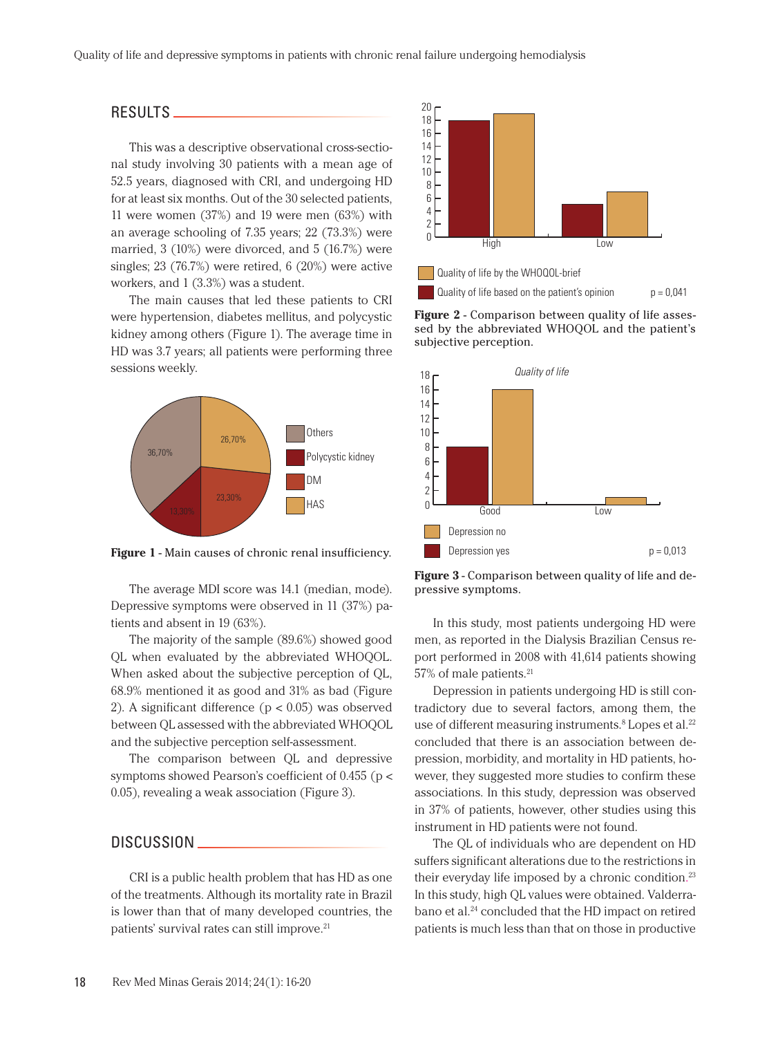## RESULTS

This was a descriptive observational cross-sectional study involving 30 patients with a mean age of 52.5 years, diagnosed with CRI, and undergoing HD for at least six months. Out of the 30 selected patients, 11 were women (37%) and 19 were men (63%) with an average schooling of 7.35 years; 22 (73.3%) were married, 3 (10%) were divorced, and 5 (16.7%) were singles; 23 (76.7%) were retired, 6 (20%) were active workers, and 1 (3.3%) was a student.

The main causes that led these patients to CRI were hypertension, diabetes mellitus, and polycystic kidney among others (Figure 1). The average time in HD was 3.7 years; all patients were performing three sessions weekly.

**Figure 1** - Main causes of chronic renal insufficiency.

The average MDI score was 14.1 (median, mode). Depressive symptoms were observed in 11 (37%) patients and absent in 19 (63%).

The majority of the sample (89.6%) showed good QL when evaluated by the abbreviated WHOQOL. When asked about the subjective perception of QL, 68.9% mentioned it as good and 31% as bad (Figure 2). A significant difference ($p < 0.05$) was observed between QL assessed with the abbreviated WHOQOL and the subjective perception self-assessment.

The comparison between QL and depressive symptoms showed Pearson's coefficient of 0.455 ($p < 0.05$), revealing a weak association (Figure 3).

**Figure 2** - Comparison between quality of life assessed by the abbreviated WHOQOL and the patient's subjective perception.

**Figure 3** - Comparison between quality of life and depressive symptoms.

## DISCUSSION

CRI is a public health problem that has HD as one of the treatments. Although its mortality rate in Brazil is lower than that of many developed countries, the patients' survival rates can still improve.[21]

In this study, most patients undergoing HD were men, as reported in the Dialysis Brazilian Census report performed in 2008 with 41,614 patients showing 57% of male patients.[21]

Depression in patients undergoing HD is still contradictory due to several factors, among them, the use of different measuring instruments.[8] Lopes et al.[22] concluded that there is an association between depression, morbidity, and mortality in HD patients, however, they suggested more studies to confirm these associations. In this study, depression was observed in 37% of patients, however, other studies using this instrument in HD patients were not found.

The QL of individuals who are dependent on HD suffers significant alterations due to the restrictions in their everyday life imposed by a chronic condition.[23] In this study, high QL values were obtained. Valderrabano et al.[24] concluded that the HD impact on retired patients is much less than that on those in productive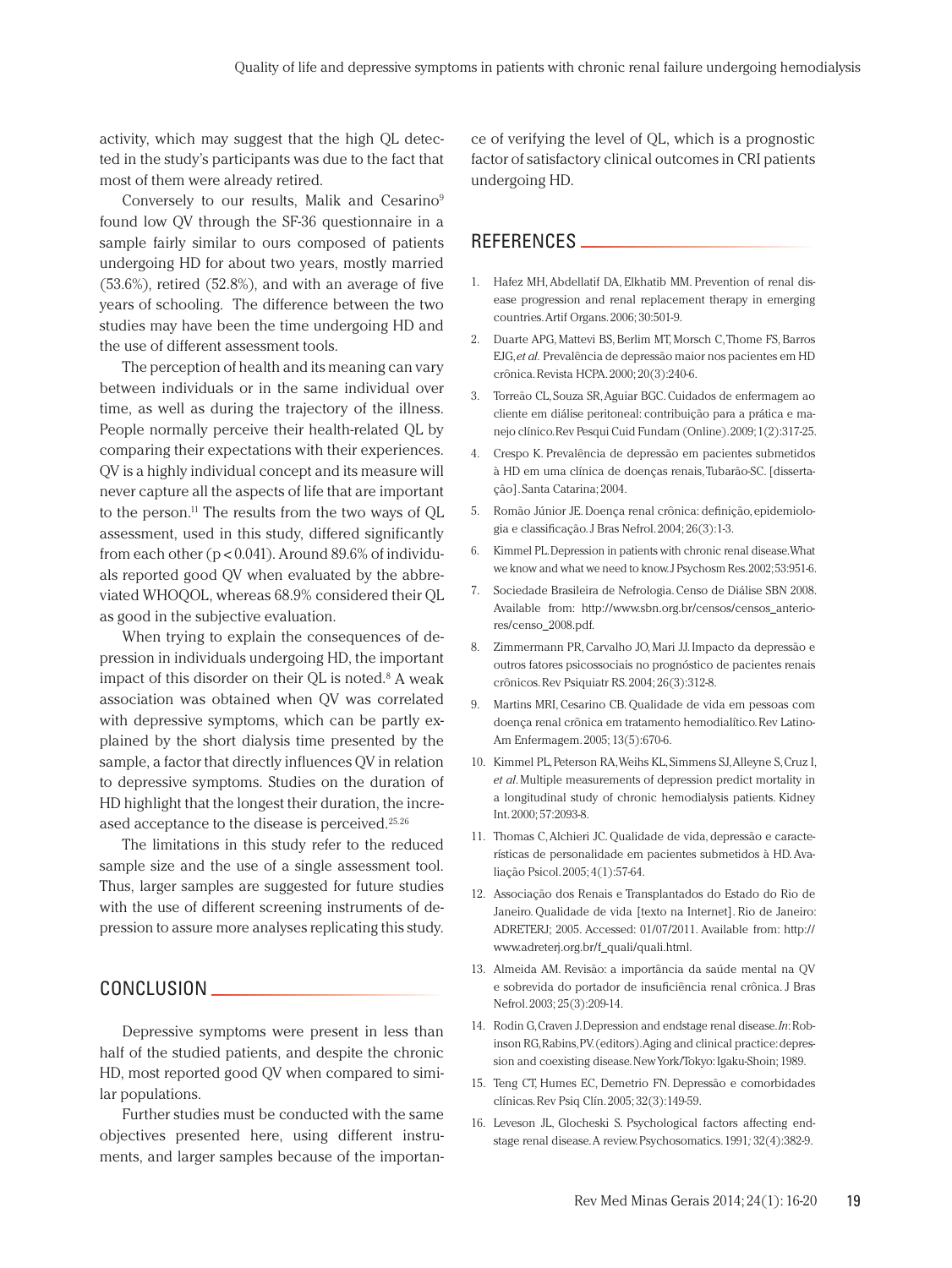activity, which may suggest that the high QL detected in the study's participants was due to the fact that most of them were already retired.

Conversely to our results, Malik and Cesarino[9] found low QV through the SF-36 questionnaire in a sample fairly similar to ours composed of patients undergoing HD for about two years, mostly married (53.6%), retired (52.8%), and with an average of five years of schooling. The difference between the two studies may have been the time undergoing HD and the use of different assessment tools.

The perception of health and its meaning can vary between individuals or in the same individual over time, as well as during the trajectory of the illness. People normally perceive their health-related QL by comparing their expectations with their experiences. QV is a highly individual concept and its measure will never capture all the aspects of life that are important to the person.[11] The results from the two ways of QL assessment, used in this study, differed significantly from each other ($p < 0.041$). Around 89.6% of individuals reported good QV when evaluated by the abbreviated WHOQOL, whereas 68.9% considered their QL as good in the subjective evaluation.

When trying to explain the consequences of depression in individuals undergoing HD, the important impact of this disorder on their QL is noted.[8] A weak association was obtained when QV was correlated with depressive symptoms, which can be partly explained by the short dialysis time presented by the sample, a factor that directly influences QV in relation to depressive symptoms. Studies on the duration of HD highlight that the longest their duration, the increased acceptance to the disease is perceived.[25,26]

The limitations in this study refer to the reduced sample size and the use of a single assessment tool. Thus, larger samples are suggested for future studies with the use of different screening instruments of depression to assure more analyses replicating this study.

## CONCLUSION

Depressive symptoms were present in less than half of the studied patients, and despite the chronic HD, most reported good QV when compared to similar populations.

Further studies must be conducted with the same objectives presented here, using different instruments, and larger samples because of the importance of verifying the level of QL, which is a prognostic factor of satisfactory clinical outcomes in CRI patients undergoing HD.

## REFERENCES

1. Hafez MH, Abdellatif DA, Elkhatib MM. Prevention of renal disease progression and renal replacement therapy in emerging countries. Artif Organs. 2006; 30:501-9.
2. Duarte APG, Mattevi BS, Berlim MT, Morsch C, Thome FS, Barros EJG, *et al.* Prevalência de depressão maior nos pacientes em HD crônica. Revista HCPA. 2000; 20(3):240-6.
3. Torreão CL, Souza SR, Aguiar BGC. Cuidados de enfermagem ao cliente em diálise peritoneal: contribuição para a prática e manejo clínico. Rev Pesqui Cuid Fundam (Online). 2009; 1(2):317-25.
4. Crespo K. Prevalência de depressão em pacientes submetidos à HD em uma clínica de doenças renais, Tubarão-SC. [dissertação]. Santa Catarina; 2004.
5. Romão Júnior JE. Doença renal crônica: definição, epidemiologia e classificação. J Bras Nefrol. 2004; 26(3):1-3.
6. Kimmel PL. Depression in patients with chronic renal disease. What we know and what we need to know. J Psychosm Res. 2002; 53:951-6.
7. Sociedade Brasileira de Nefrologia. Censo de Diálise SBN 2008. Available from: http://www.sbn.org.br/censos/censos_anteriores/censo_2008.pdf.
8. Zimmermann PR, Carvalho JO, Mari JJ. Impacto da depressão e outros fatores psicossociais no prognóstico de pacientes renais crônicos. Rev Psiquiatr RS. 2004; 26(3):312-8.
9. Martins MRI, Cesarino CB. Qualidade de vida em pessoas com doença renal crônica em tratamento hemodialítico. Rev Latino-Am Enfermagem. 2005; 13(5):670-6.
10. Kimmel PL, Peterson RA, Weihs KL, Simmens SJ, Alleyne S, Cruz I, *et al.* Multiple measurements of depression predict mortality in a longitudinal study of chronic hemodialysis patients. Kidney Int. 2000; 57:2093-8.
11. Thomas C, Alchieri JC. Qualidade de vida, depressão e características de personalidade em pacientes submetidos à HD. Avaliação Psicol. 2005; 4(1):57-64.
12. Associação dos Renais e Transplantados do Estado do Rio de Janeiro. Qualidade de vida [texto na Internet]. Rio de Janeiro: ADRETERJ; 2005. Accessed: 01/07/2011. Available from: http://www.adreterj.org.br/f_quali/quali.html.
13. Almeida AM. Revisão: a importância da saúde mental na QV e sobrevida do portador de insuficiência renal crônica. J Bras Nefrol. 2003; 25(3):209-14.
14. Rodin G, Craven J. Depression and endstage renal disease. *In*: Robinson RG, Rabins, PV. (editors). Aging and clinical practice: depression and coexisting disease. New York/Tokyo: Igaku-Shoin; 1989.
15. Teng CT, Humes EC, Demetrio FN. Depressão e comorbidades clínicas. Rev Psiq Clín. 2005; 32(3):149-59.
16. Leveson JL, Glocheski S. Psychological factors affecting end-stage renal disease. A review. Psychosomatics. 1991; 32(4):382-9.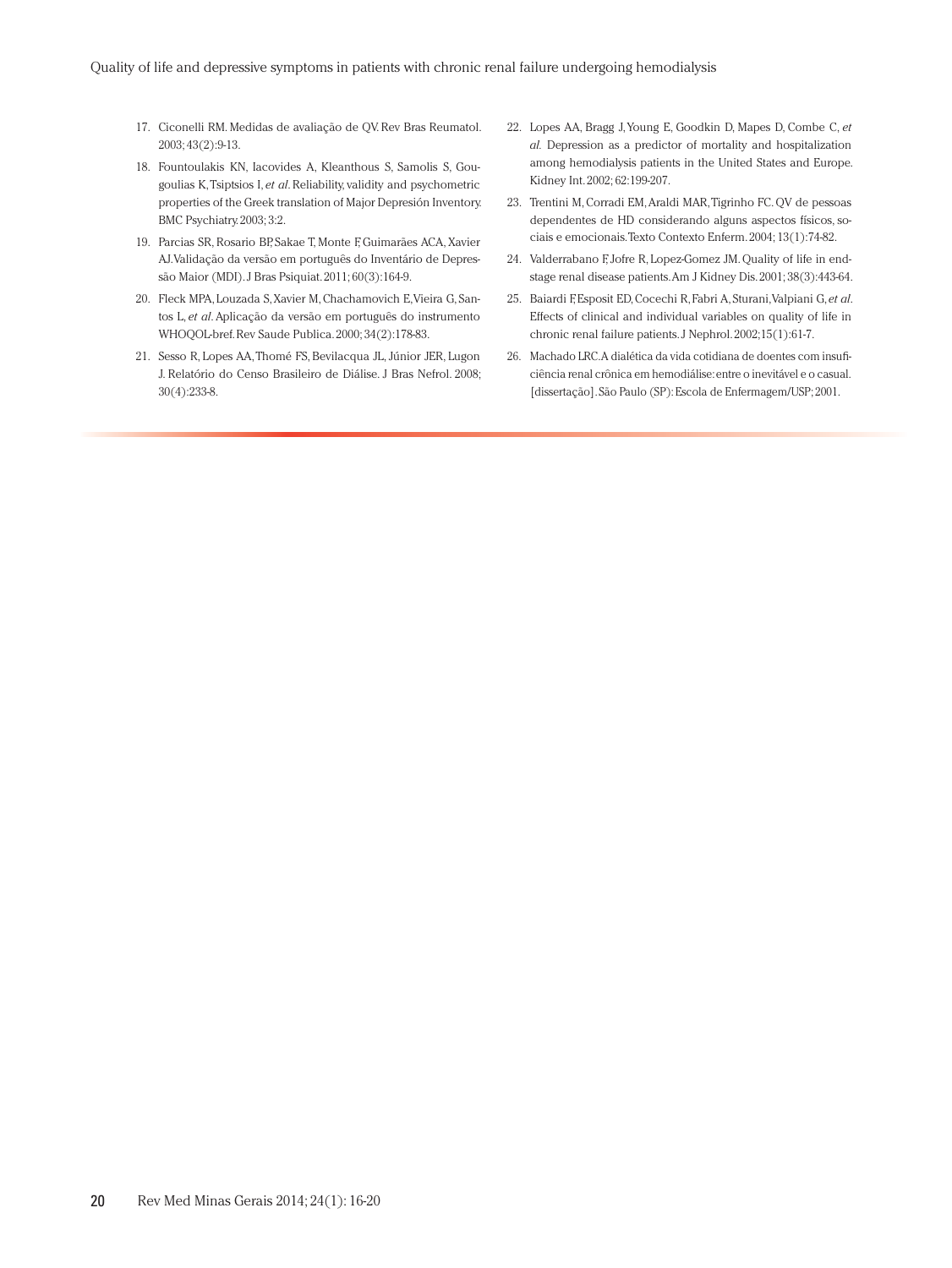17. Ciconelli RM. Medidas de avaliação de QV. Rev Bras Reumatol. 2003; 43(2):9-13.
18. Fountoulakis KN, Iacovides A, Kleanthous S, Samolis S, Gougoulias K, Tsiptsios I, *et al.* Reliability, validity and psychometric properties of the Greek translation of Major Depresión Inventory. BMC Psychiatry. 2003; 3:2.
19. Parcias SR, Rosario BP, Sakae T, Monte F, Guimarães ACA, Xavier AJ. Validação da versão em português do Inventário de Depressão Maior (MDI). J Bras Psiquiat. 2011; 60(3):164-9.
20. Fleck MPA, Louzada S, Xavier M, Chachamovich E, Vieira G, Santos L, *et al.* Aplicação da versão em português do instrumento WHOQOL-bref. Rev Saude Publica. 2000; 34(2):178-83.
21. Sesso R, Lopes AA, Thomé FS, Bevilacqua JL, Júnior JER, Lugon J. Relatório do Censo Brasileiro de Diálise. J Bras Nefrol. 2008; 30(4):233-8.
22. Lopes AA, Bragg J, Young E, Goodkin D, Mapes D, Combe C, *et al.* Depression as a predictor of mortality and hospitalization among hemodialysis patients in the United States and Europe. Kidney Int. 2002; 62:199-207.
23. Trentini M, Corradi EM, Araldi MAR, Tigrinho FC. QV de pessoas dependentes de HD considerando alguns aspectos físicos, sociais e emocionais. Texto Contexto Enferm. 2004; 13(1):74-82.
24. Valderrabano F, Jofre R, Lopez-Gomez JM. Quality of life in end-stage renal disease patients. Am J Kidney Dis. 2001; 38(3):443-64.
25. Baiardi F, Esposit ED, Cocechi R, Fabri A, Sturani, Valpiani G, *et al.* Effects of clinical and individual variables on quality of life in chronic renal failure patients. J Nephrol. 2002;15(1):61-7.
26. Machado LRC. A dialética da vida cotidiana de doentes com insuficiência renal crônica em hemodiálise: entre o inevitável e o casual. [dissertação]. São Paulo (SP): Escola de Enfermagem/USP; 2001.